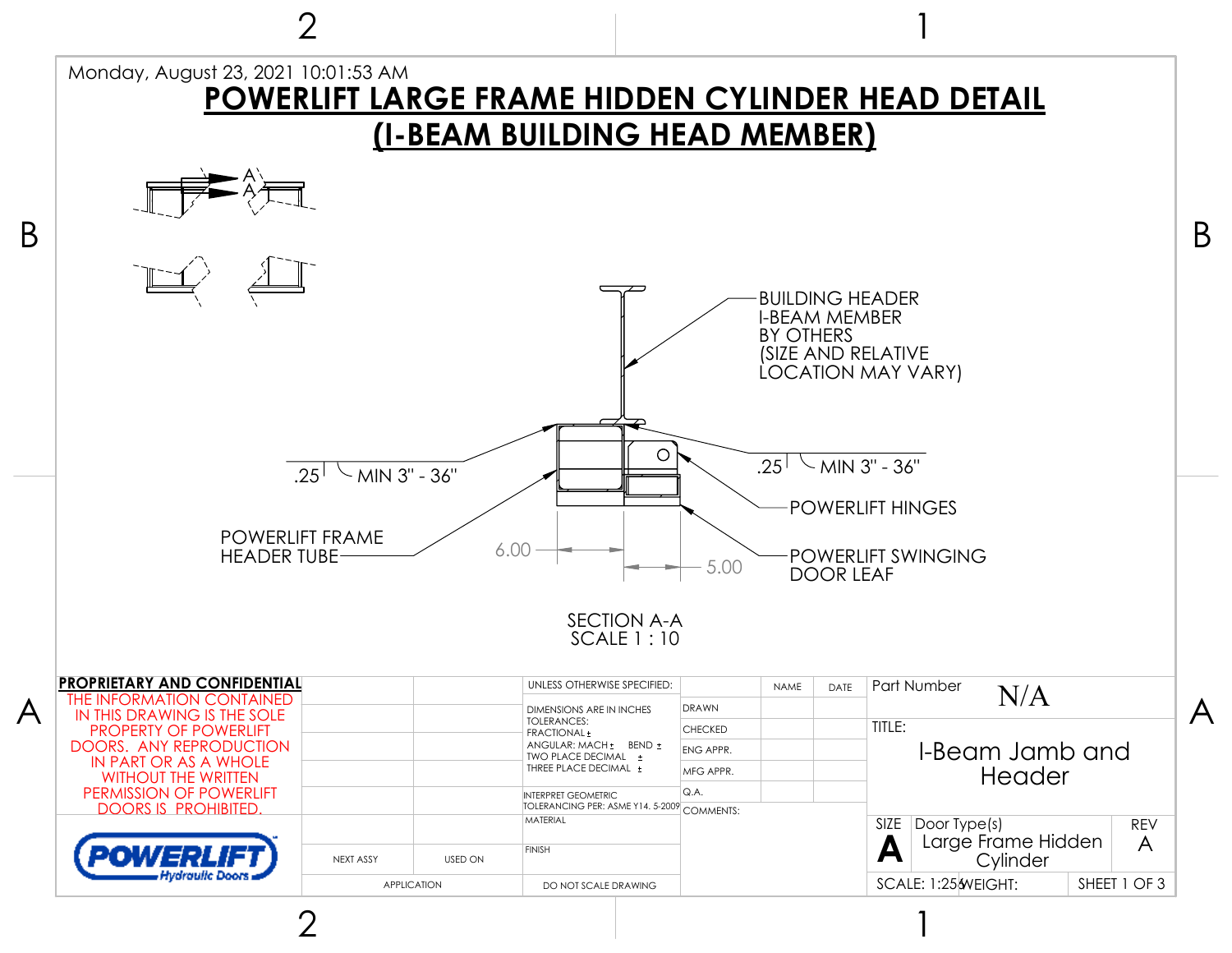Monday, August 23, 2021 10:01:53 AM

# POWERLIFT LARGE FRAME HIDDEN CYLINDER HEAD DETAIL
# (I-BEAM BUILDING HEAD MEMBER)

A
A

BUILDING HEADER
I-BEAM MEMBER
BY OTHERS
(SIZE AND RELATIVE
LOCATION MAY VARY)

.25 MIN 3" - 36"

.25 MIN 3" - 36"

POWERLIFT HINGES

POWERLIFT FRAME
HEADER TUBE

POWERLIFT SWINGING
DOOR LEAF

6.00

5.00

SECTION A-A
SCALE 1 : 10

**PROPRIETARY AND CONFIDENTIAL**

THE INFORMATION CONTAINED IN THIS DRAWING IS THE SOLE PROPERTY OF POWERLIFT DOORS. ANY REPRODUCTION IN PART OR AS A WHOLE WITHOUT THE WRITTEN PERMISSION OF POWERLIFT DOORS IS PROHIBITED.

POWERLIFT Hydraulic Doors

| NEXT ASSY | USED ON |
|---|---|
| APPLICATION | |

UNLESS OTHERWISE SPECIFIED:
DIMENSIONS ARE IN INCHES
TOLERANCES:
FRACTIONAL ±
ANGULAR: MACH ± BEND ±
TWO PLACE DECIMAL ±
THREE PLACE DECIMAL ±
INTERPRET GEOMETRIC TOLERANCING PER: ASME Y14. 5-2009
MATERIAL
FINISH
DO NOT SCALE DRAWING

| | NAME | DATE |
|---|---|---|
| DRAWN | | |
| CHECKED | | |
| ENG APPR. | | |
| MFG APPR. | | |
| Q.A. | | |
| COMMENTS: | | |

Part Number: N/A

TITLE: I-Beam Jamb and Header

| SIZE | Door Type(s) | REV |
|---|---|---|
| A | Large Frame Hidden Cylinder | A |

SCALE: 1:25 | WEIGHT: | SHEET 1 OF 3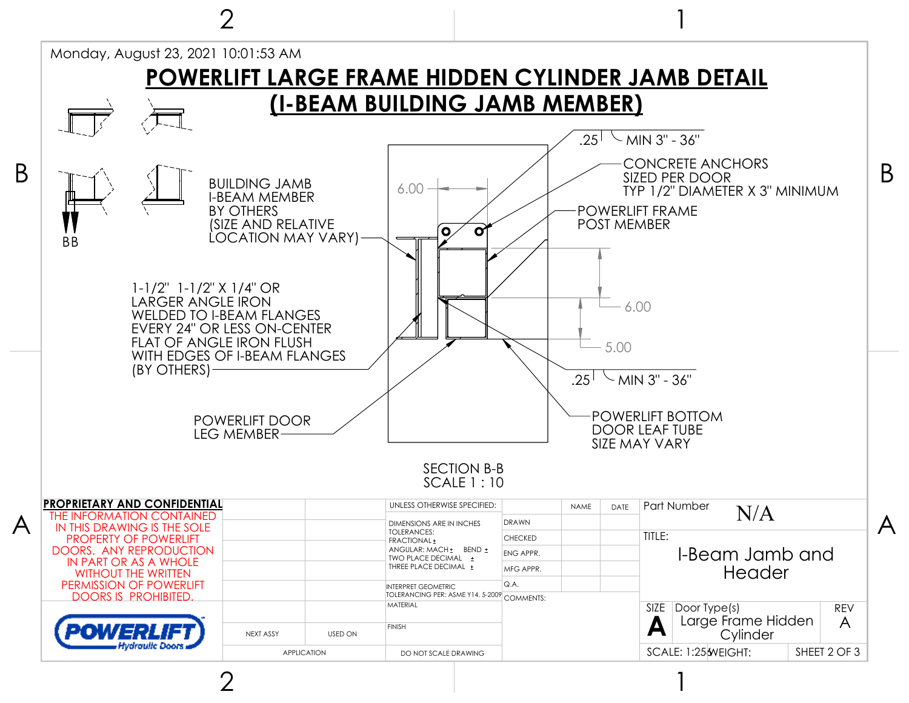Monday, August 23, 2021 10:01:53 AM

# POWERLIFT LARGE FRAME HIDDEN CYLINDER JAMB DETAIL (I-BEAM BUILDING JAMB MEMBER)

BB

BUILDING JAMB I-BEAM MEMBER BY OTHERS (SIZE AND RELATIVE LOCATION MAY VARY)

1-1/2" 1-1/2" X 1/4" OR LARGER ANGLE IRON WELDED TO I-BEAM FLANGES EVERY 24" OR LESS ON-CENTER FLAT OF ANGLE IRON FLUSH WITH EDGES OF I-BEAM FLANGES (BY OTHERS)

POWERLIFT DOOR LEG MEMBER

6.00

.25 MIN 3" - 36"

CONCRETE ANCHORS SIZED PER DOOR TYP 1/2" DIAMETER X 3" MINIMUM

POWERLIFT FRAME POST MEMBER

6.00

5.00

.25 MIN 3" - 36"

POWERLIFT BOTTOM DOOR LEAF TUBE SIZE MAY VARY

SECTION B-B
SCALE 1 : 10

**PROPRIETARY AND CONFIDENTIAL**

THE INFORMATION CONTAINED IN THIS DRAWING IS THE SOLE PROPERTY OF POWERLIFT DOORS. ANY REPRODUCTION IN PART OR AS A WHOLE WITHOUT THE WRITTEN PERMISSION OF POWERLIFT DOORS IS PROHIBITED.

POWERLIFT Hydraulic Doors

| NEXT ASSY | USED ON |
|---|---|
| APPLICATION | |

UNLESS OTHERWISE SPECIFIED:
DIMENSIONS ARE IN INCHES
TOLERANCES:
FRACTIONAL ±
ANGULAR: MACH ± BEND ±
TWO PLACE DECIMAL ±
THREE PLACE DECIMAL ±
INTERPRET GEOMETRIC TOLERANCING PER: ASME Y14. 5-2009
MATERIAL
FINISH
DO NOT SCALE DRAWING

| | NAME | DATE |
|---|---|---|
| DRAWN | | |
| CHECKED | | |
| ENG APPR. | | |
| MFG APPR. | | |
| Q.A. | | |

COMMENTS:

Part Number: N/A

TITLE: I-Beam Jamb and Header

SIZE: A | Door Type(s): Large Frame Hidden Cylinder | REV: A

SCALE: 1:25 | WEIGHT: | SHEET 2 OF 3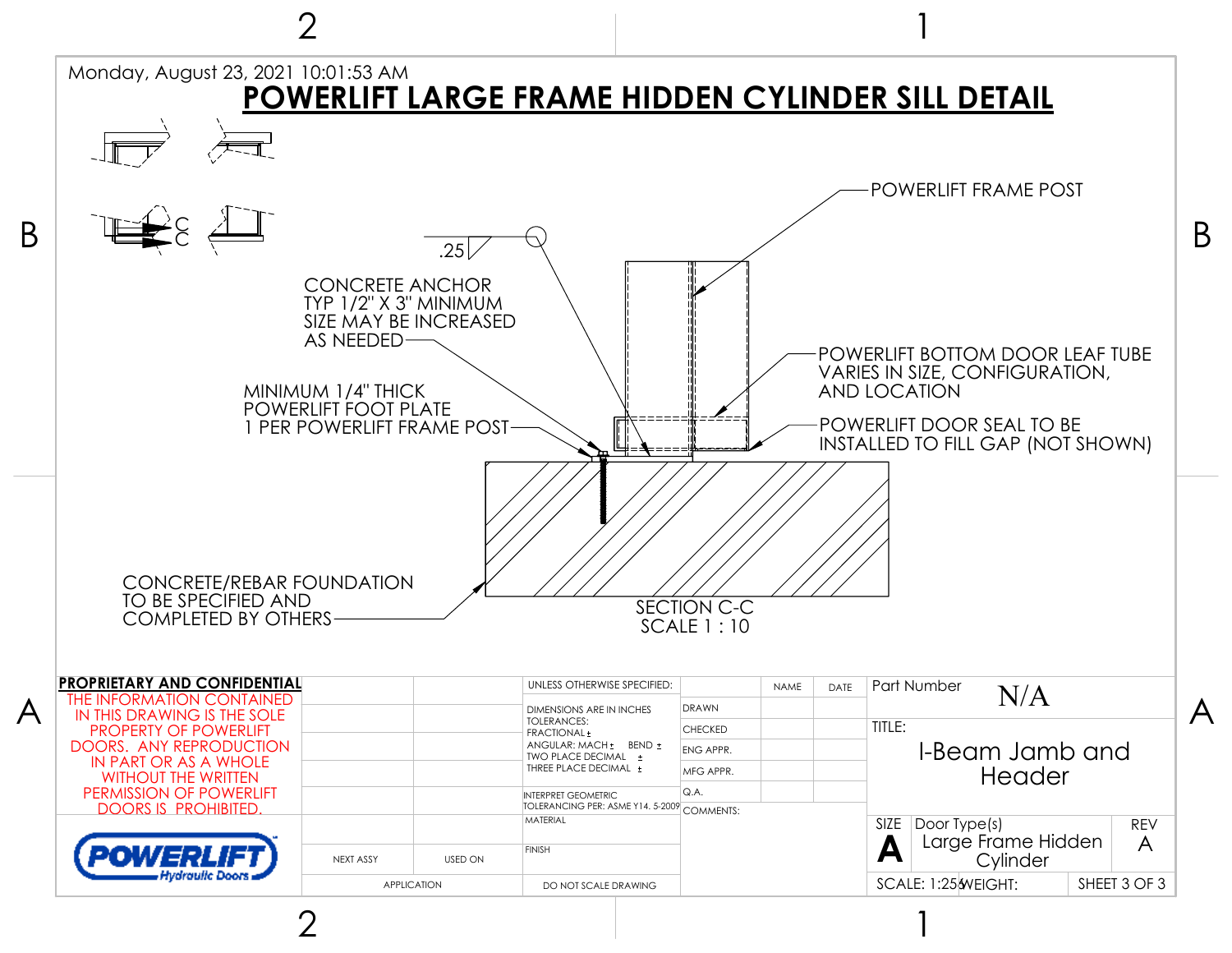Monday, August 23, 2021 10:01:53 AM

# POWERLIFT LARGE FRAME HIDDEN CYLINDER SILL DETAIL

C
C

.25

POWERLIFT FRAME POST

CONCRETE ANCHOR
TYP 1/2" X 3" MINIMUM
SIZE MAY BE INCREASED
AS NEEDED

MINIMUM 1/4" THICK
POWERLIFT FOOT PLATE
1 PER POWERLIFT FRAME POST

POWERLIFT BOTTOM DOOR LEAF TUBE
VARIES IN SIZE, CONFIGURATION,
AND LOCATION

POWERLIFT DOOR SEAL TO BE
INSTALLED TO FILL GAP (NOT SHOWN)

CONCRETE/REBAR FOUNDATION
TO BE SPECIFIED AND
COMPLETED BY OTHERS

SECTION C-C
SCALE 1 : 10

**PROPRIETARY AND CONFIDENTIAL**

THE INFORMATION CONTAINED IN THIS DRAWING IS THE SOLE PROPERTY OF POWERLIFT DOORS. ANY REPRODUCTION IN PART OR AS A WHOLE WITHOUT THE WRITTEN PERMISSION OF POWERLIFT DOORS IS PROHIBITED.

POWERLIFT Hydraulic Doors

| NEXT ASSY | USED ON |
|---|---|
| APPLICATION | |

UNLESS OTHERWISE SPECIFIED:
DIMENSIONS ARE IN INCHES
TOLERANCES:
FRACTIONAL ±
ANGULAR: MACH ± BEND ±
TWO PLACE DECIMAL ±
THREE PLACE DECIMAL ±
INTERPRET GEOMETRIC TOLERANCING PER: ASME Y14. 5-2009
MATERIAL
FINISH
DO NOT SCALE DRAWING

| | NAME | DATE |
|---|---|---|
| DRAWN | | |
| CHECKED | | |
| ENG APPR. | | |
| MFG APPR. | | |
| Q.A. | | |
| COMMENTS: | | |

Part Number N/A

TITLE: I-Beam Jamb and Header

SIZE A | Door Type(s) Large Frame Hidden Cylinder | REV A

SCALE: 1:25 WEIGHT: SHEET 3 OF 3